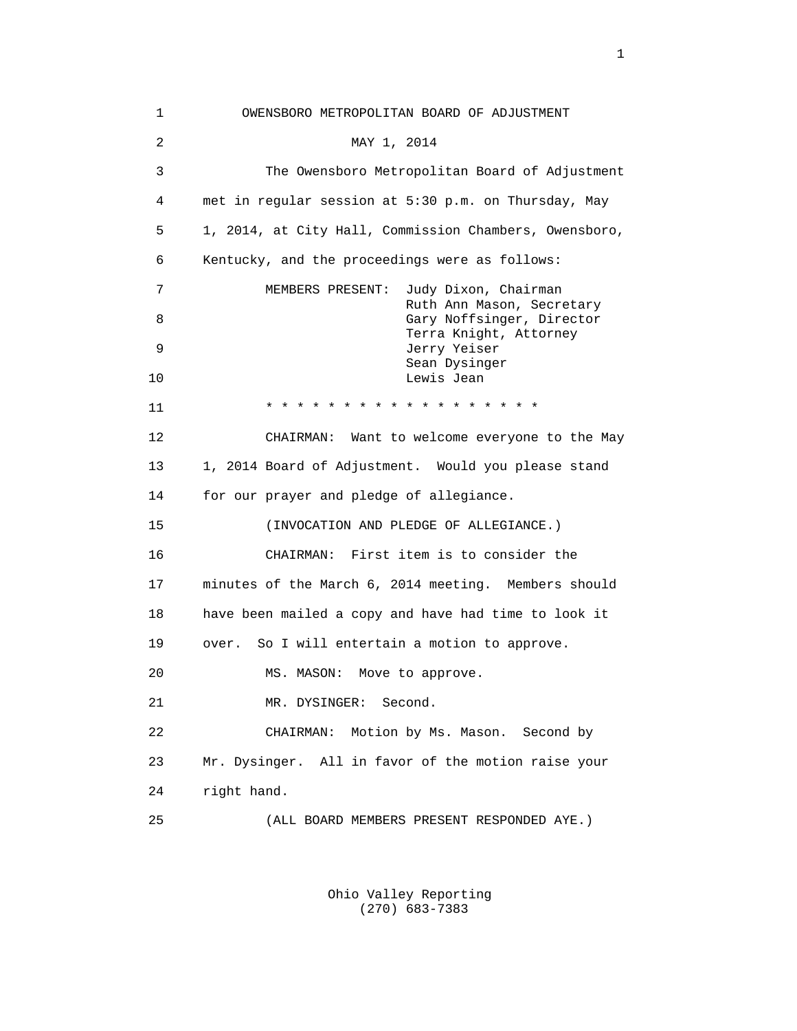OWENSBORO METROPOLITAN BOARD OF ADJUSTMENT

MAY 1, 2014

The Owensboro Metropolitan Board of Adjustment met in regular session at 5:30 p.m. on Thursday, May 1, 2014, at City Hall, Commission Chambers, Owensboro, Kentucky, and the proceedings were as follows:

MEMBERS PRESENT: Judy Dixon, Chairman
Ruth Ann Mason, Secretary
Gary Noffsinger, Director
Terra Knight, Attorney
Jerry Yeiser
Sean Dysinger
Lewis Jean

* * * * * * * * * * * * * * * * * * *

CHAIRMAN: Want to welcome everyone to the May 1, 2014 Board of Adjustment. Would you please stand for our prayer and pledge of allegiance.

(INVOCATION AND PLEDGE OF ALLEGIANCE.)

CHAIRMAN: First item is to consider the minutes of the March 6, 2014 meeting. Members should have been mailed a copy and have had time to look it over. So I will entertain a motion to approve.

MS. MASON: Move to approve.

MR. DYSINGER: Second.

CHAIRMAN: Motion by Ms. Mason. Second by Mr. Dysinger. All in favor of the motion raise your right hand.

(ALL BOARD MEMBERS PRESENT RESPONDED AYE.)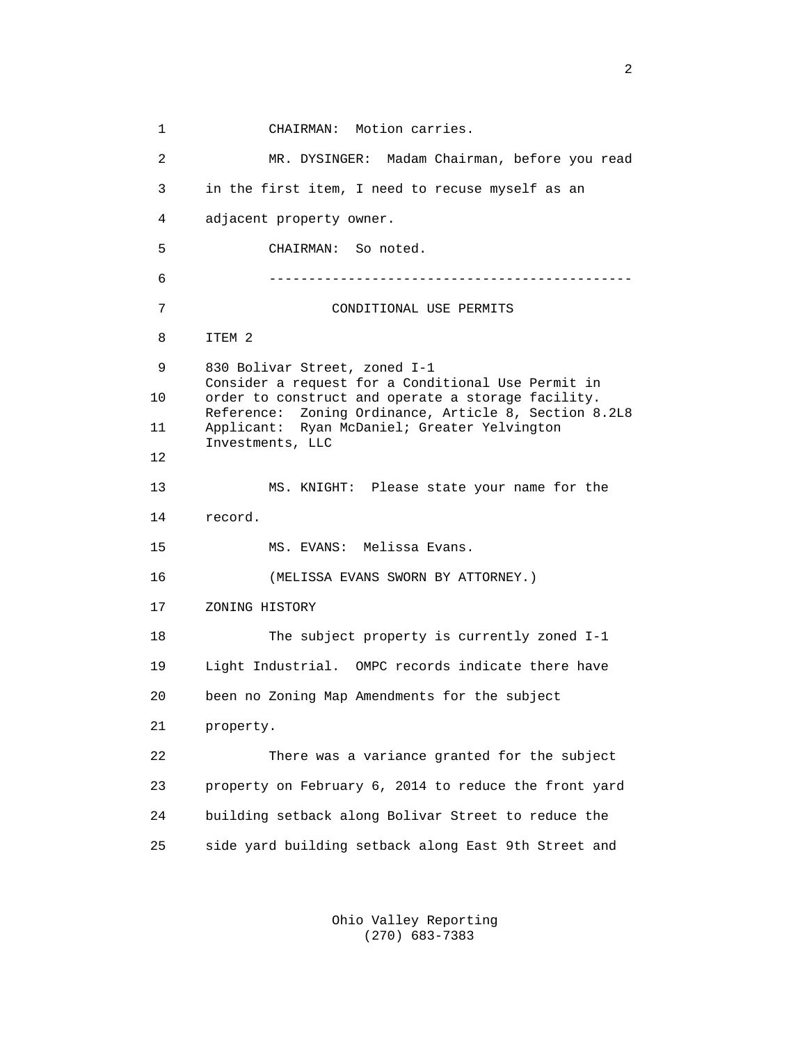CHAIRMAN: Motion carries.

MR. DYSINGER: Madam Chairman, before you read in the first item, I need to recuse myself as an adjacent property owner.

CHAIRMAN: So noted.

---

CONDITIONAL USE PERMITS

ITEM 2

830 Bolivar Street, zoned I-1
Consider a request for a Conditional Use Permit in order to construct and operate a storage facility.
Reference: Zoning Ordinance, Article 8, Section 8.2L8
Applicant: Ryan McDaniel; Greater Yelvington Investments, LLC

MS. KNIGHT: Please state your name for the record.

MS. EVANS: Melissa Evans.

(MELISSA EVANS SWORN BY ATTORNEY.)

ZONING HISTORY

The subject property is currently zoned I-1 Light Industrial. OMPC records indicate there have been no Zoning Map Amendments for the subject property.

There was a variance granted for the subject property on February 6, 2014 to reduce the front yard building setback along Bolivar Street to reduce the side yard building setback along East 9th Street and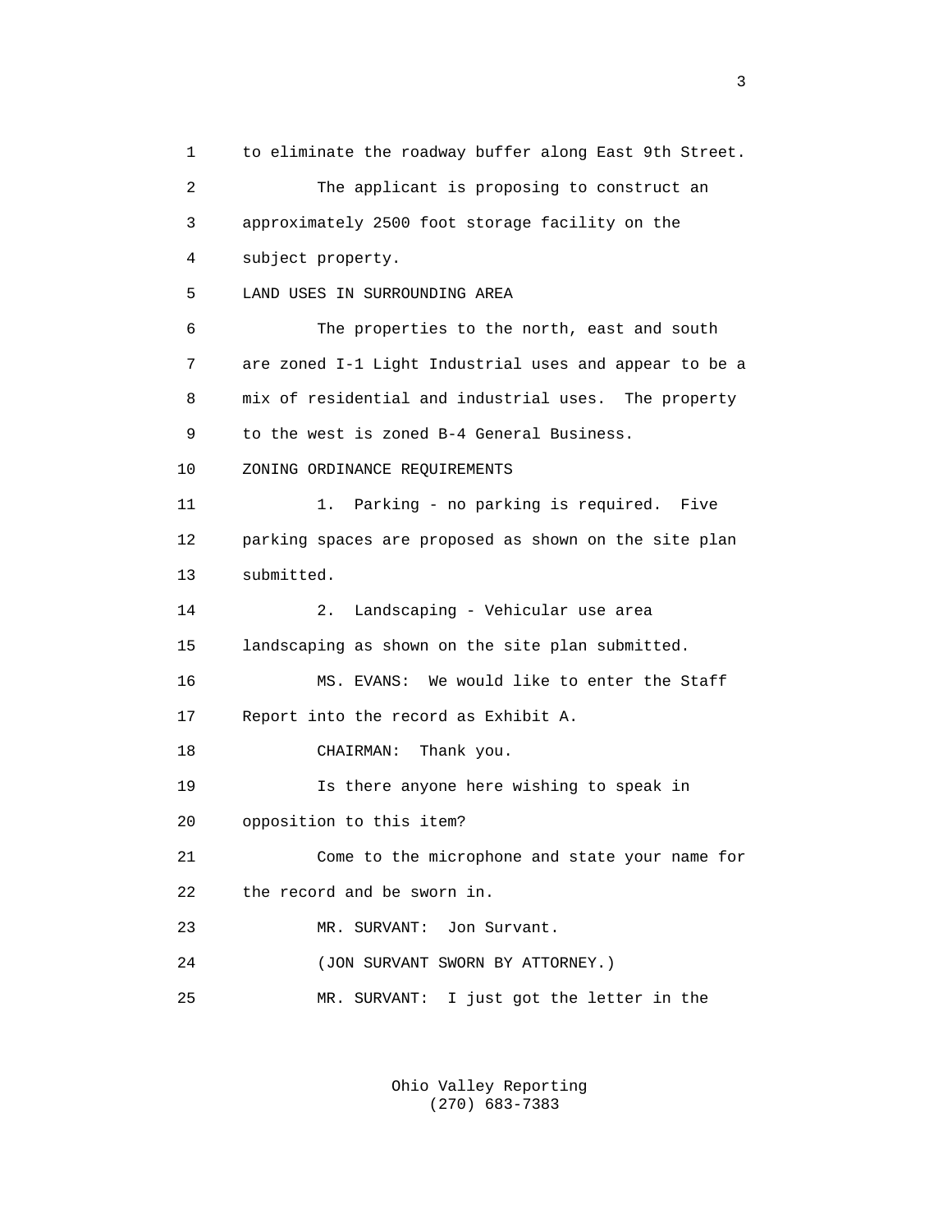to eliminate the roadway buffer along East 9th Street.

The applicant is proposing to construct an approximately 2500 foot storage facility on the subject property.

LAND USES IN SURROUNDING AREA

The properties to the north, east and south are zoned I-1 Light Industrial uses and appear to be a mix of residential and industrial uses. The property to the west is zoned B-4 General Business.

ZONING ORDINANCE REQUIREMENTS

1. Parking - no parking is required. Five parking spaces are proposed as shown on the site plan submitted.

2. Landscaping - Vehicular use area landscaping as shown on the site plan submitted.

MS. EVANS: We would like to enter the Staff Report into the record as Exhibit A.

CHAIRMAN: Thank you.

Is there anyone here wishing to speak in opposition to this item?

Come to the microphone and state your name for the record and be sworn in.

MR. SURVANT: Jon Survant.

(JON SURVANT SWORN BY ATTORNEY.)

MR. SURVANT: I just got the letter in the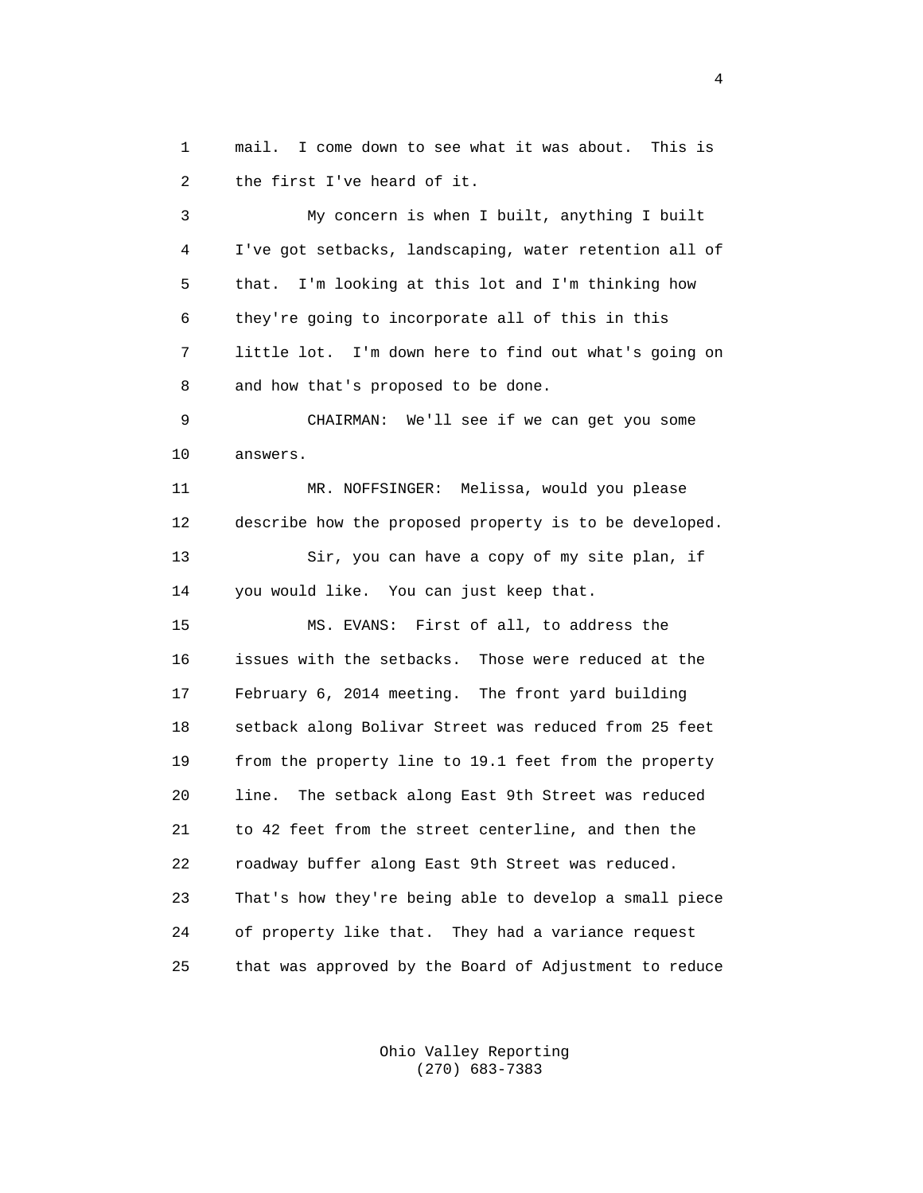mail. I come down to see what it was about. This is the first I've heard of it.

My concern is when I built, anything I built I've got setbacks, landscaping, water retention all of that. I'm looking at this lot and I'm thinking how they're going to incorporate all of this in this little lot. I'm down here to find out what's going on and how that's proposed to be done.

CHAIRMAN: We'll see if we can get you some answers.

MR. NOFFSINGER: Melissa, would you please describe how the proposed property is to be developed.

Sir, you can have a copy of my site plan, if you would like. You can just keep that.

MS. EVANS: First of all, to address the issues with the setbacks. Those were reduced at the February 6, 2014 meeting. The front yard building setback along Bolivar Street was reduced from 25 feet from the property line to 19.1 feet from the property line. The setback along East 9th Street was reduced to 42 feet from the street centerline, and then the roadway buffer along East 9th Street was reduced. That's how they're being able to develop a small piece of property like that. They had a variance request that was approved by the Board of Adjustment to reduce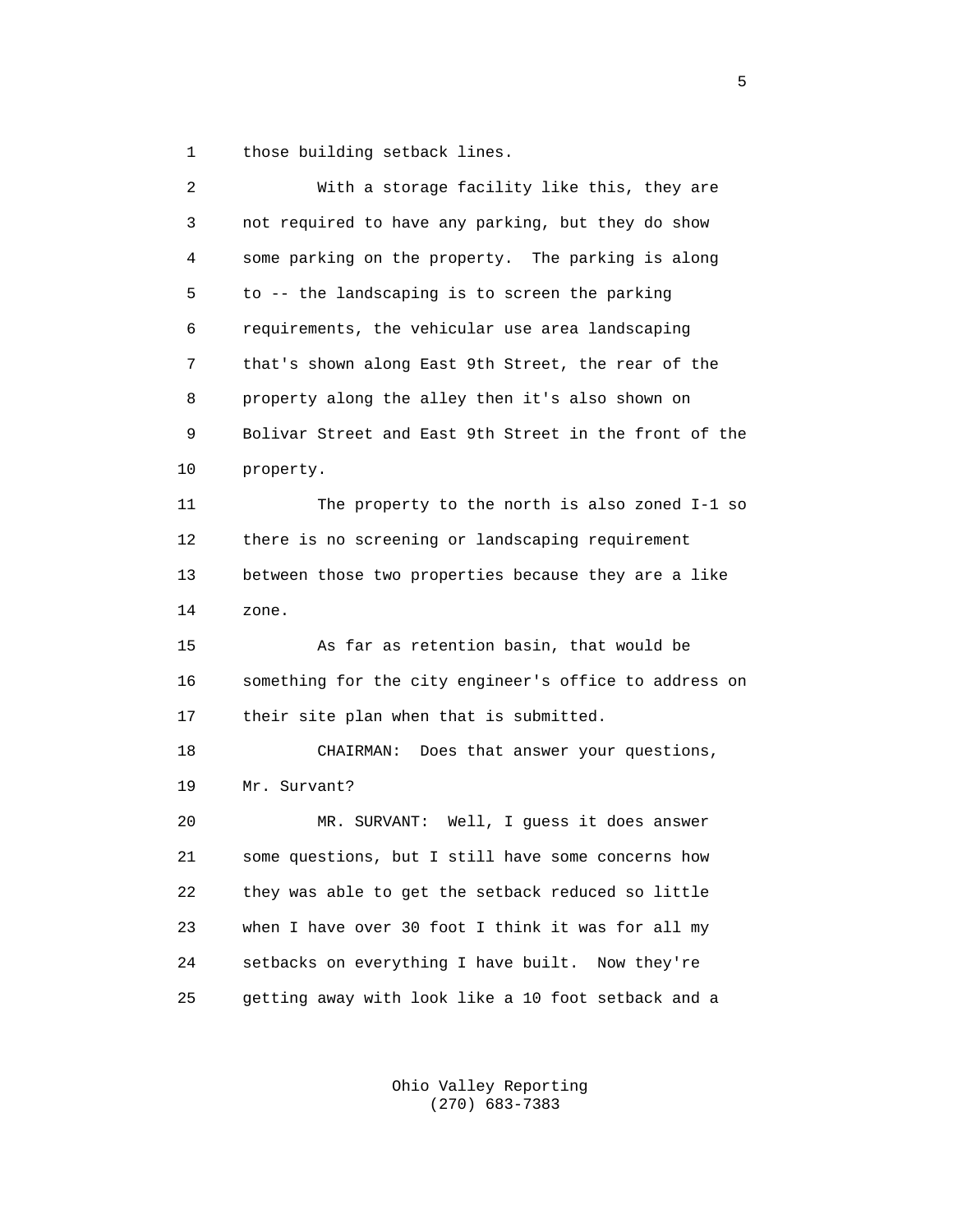those building setback lines.

With a storage facility like this, they are not required to have any parking, but they do show some parking on the property. The parking is along to -- the landscaping is to screen the parking requirements, the vehicular use area landscaping that's shown along East 9th Street, the rear of the property along the alley then it's also shown on Bolivar Street and East 9th Street in the front of the property.

The property to the north is also zoned I-1 so there is no screening or landscaping requirement between those two properties because they are a like zone.

As far as retention basin, that would be something for the city engineer's office to address on their site plan when that is submitted.

CHAIRMAN: Does that answer your questions, Mr. Survant?

MR. SURVANT: Well, I guess it does answer some questions, but I still have some concerns how they was able to get the setback reduced so little when I have over 30 foot I think it was for all my setbacks on everything I have built. Now they're getting away with look like a 10 foot setback and a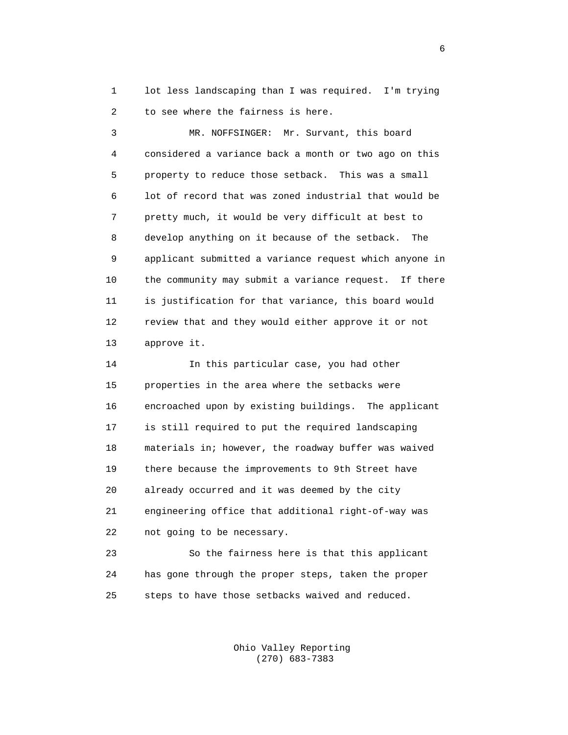lot less landscaping than I was required. I'm trying to see where the fairness is here.

MR. NOFFSINGER: Mr. Survant, this board considered a variance back a month or two ago on this property to reduce those setback. This was a small lot of record that was zoned industrial that would be pretty much, it would be very difficult at best to develop anything on it because of the setback. The applicant submitted a variance request which anyone in the community may submit a variance request. If there is justification for that variance, this board would review that and they would either approve it or not approve it.

In this particular case, you had other properties in the area where the setbacks were encroached upon by existing buildings. The applicant is still required to put the required landscaping materials in; however, the roadway buffer was waived there because the improvements to 9th Street have already occurred and it was deemed by the city engineering office that additional right-of-way was not going to be necessary.

So the fairness here is that this applicant has gone through the proper steps, taken the proper steps to have those setbacks waived and reduced.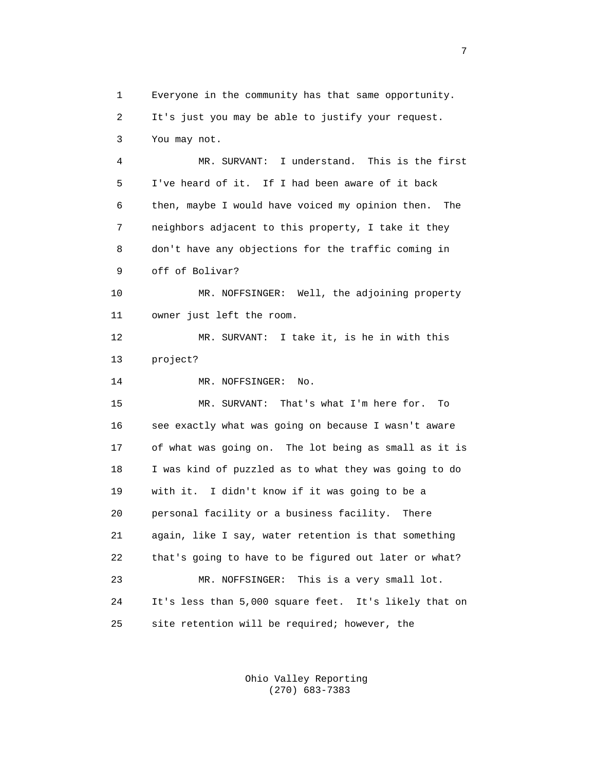Everyone in the community has that same opportunity. It's just you may be able to justify your request. You may not.

MR. SURVANT: I understand. This is the first I've heard of it. If I had been aware of it back then, maybe I would have voiced my opinion then. The neighbors adjacent to this property, I take it they don't have any objections for the traffic coming in off of Bolivar?

MR. NOFFSINGER: Well, the adjoining property owner just left the room.

MR. SURVANT: I take it, is he in with this project?

MR. NOFFSINGER: No.

MR. SURVANT: That's what I'm here for. To see exactly what was going on because I wasn't aware of what was going on. The lot being as small as it is I was kind of puzzled as to what they was going to do with it. I didn't know if it was going to be a personal facility or a business facility. There again, like I say, water retention is that something that's going to have to be figured out later or what?

MR. NOFFSINGER: This is a very small lot. It's less than 5,000 square feet. It's likely that on site retention will be required; however, the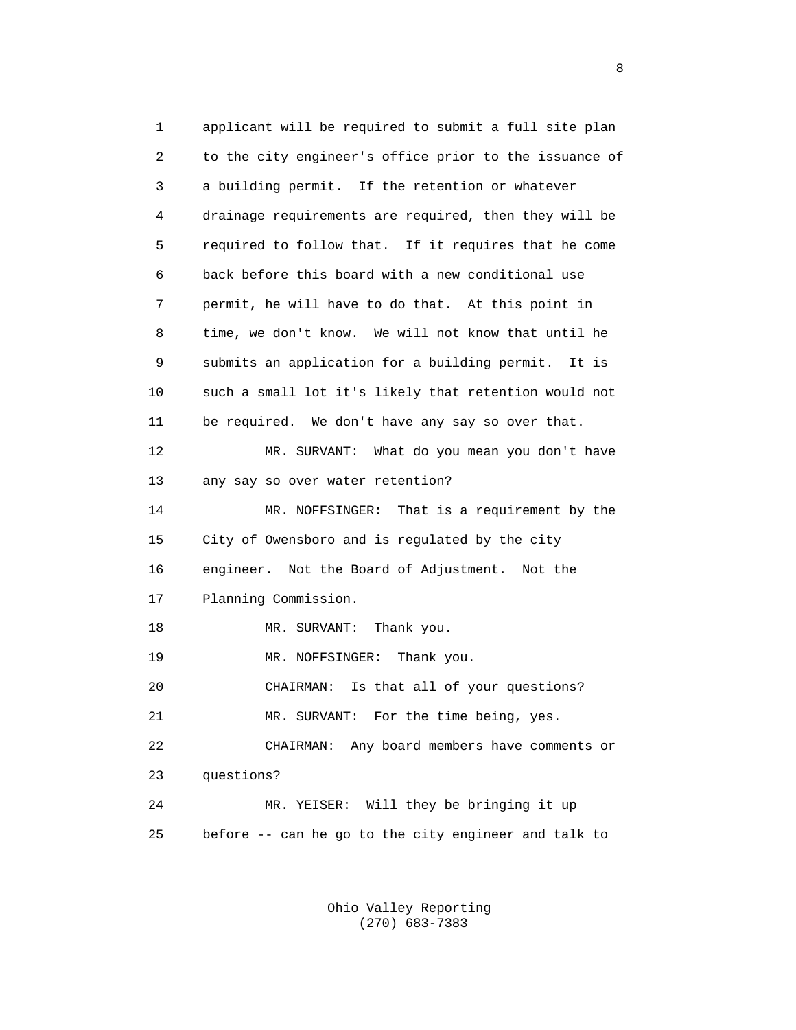1 applicant will be required to submit a full site plan
2 to the city engineer's office prior to the issuance of
3 a building permit. If the retention or whatever
4 drainage requirements are required, then they will be
5 required to follow that. If it requires that he come
6 back before this board with a new conditional use
7 permit, he will have to do that. At this point in
8 time, we don't know. We will not know that until he
9 submits an application for a building permit. It is
10 such a small lot it's likely that retention would not
11 be required. We don't have any say so over that.
12 MR. SURVANT: What do you mean you don't have
13 any say so over water retention?
14 MR. NOFFSINGER: That is a requirement by the
15 City of Owensboro and is regulated by the city
16 engineer. Not the Board of Adjustment. Not the
17 Planning Commission.
18 MR. SURVANT: Thank you.
19 MR. NOFFSINGER: Thank you.
20 CHAIRMAN: Is that all of your questions?
21 MR. SURVANT: For the time being, yes.
22 CHAIRMAN: Any board members have comments or
23 questions?
24 MR. YEISER: Will they be bringing it up
25 before -- can he go to the city engineer and talk to

Ohio Valley Reporting
(270) 683-7383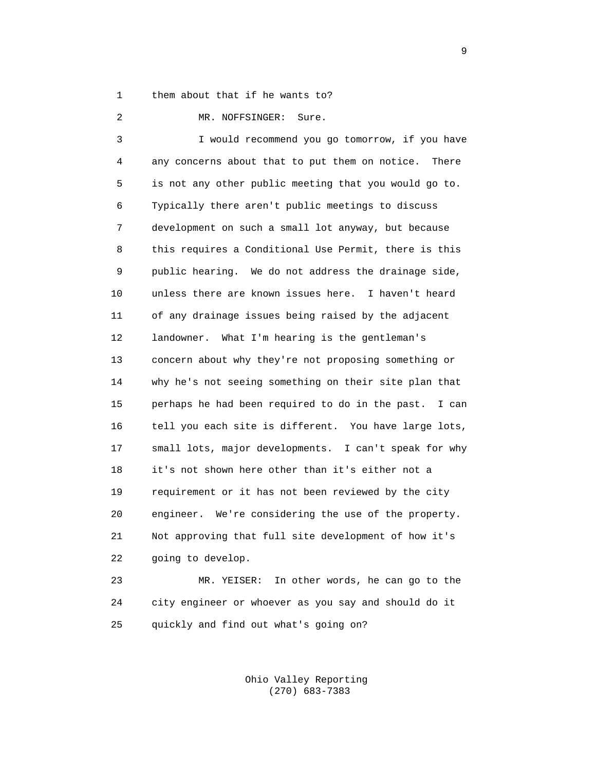them about that if he wants to?

MR. NOFFSINGER: Sure.

I would recommend you go tomorrow, if you have any concerns about that to put them on notice. There is not any other public meeting that you would go to. Typically there aren't public meetings to discuss development on such a small lot anyway, but because this requires a Conditional Use Permit, there is this public hearing. We do not address the drainage side, unless there are known issues here. I haven't heard of any drainage issues being raised by the adjacent landowner. What I'm hearing is the gentleman's concern about why they're not proposing something or why he's not seeing something on their site plan that perhaps he had been required to do in the past. I can tell you each site is different. You have large lots, small lots, major developments. I can't speak for why it's not shown here other than it's either not a requirement or it has not been reviewed by the city engineer. We're considering the use of the property. Not approving that full site development of how it's going to develop.

MR. YEISER: In other words, he can go to the city engineer or whoever as you say and should do it quickly and find out what's going on?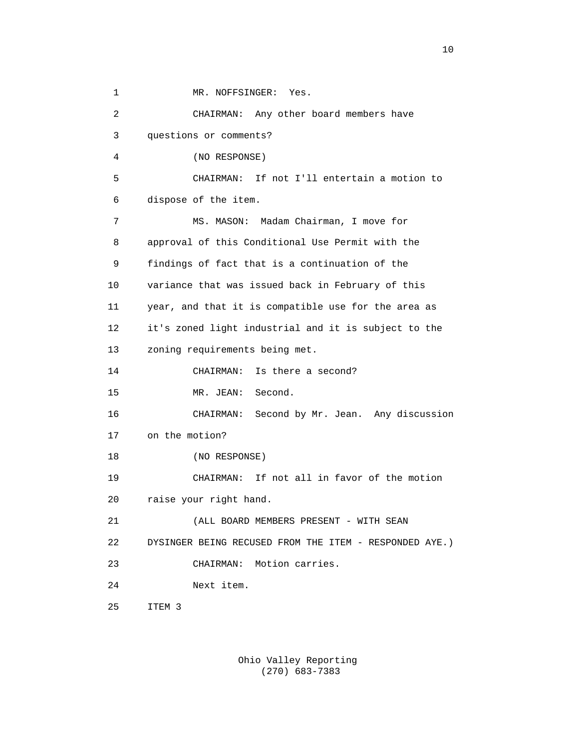1 MR. NOFFSINGER: Yes.

2 CHAIRMAN: Any other board members have

3 questions or comments?

4 (NO RESPONSE)

5 CHAIRMAN: If not I'll entertain a motion to

6 dispose of the item.

7 MS. MASON: Madam Chairman, I move for

8 approval of this Conditional Use Permit with the

9 findings of fact that is a continuation of the

10 variance that was issued back in February of this

11 year, and that it is compatible use for the area as

12 it's zoned light industrial and it is subject to the

13 zoning requirements being met.

14 CHAIRMAN: Is there a second?

15 MR. JEAN: Second.

16 CHAIRMAN: Second by Mr. Jean. Any discussion

17 on the motion?

18 (NO RESPONSE)

19 CHAIRMAN: If not all in favor of the motion

20 raise your right hand.

21 (ALL BOARD MEMBERS PRESENT - WITH SEAN

22 DYSINGER BEING RECUSED FROM THE ITEM - RESPONDED AYE.)

23 CHAIRMAN: Motion carries.

24 Next item.

25 ITEM 3

Ohio Valley Reporting
(270) 683-7383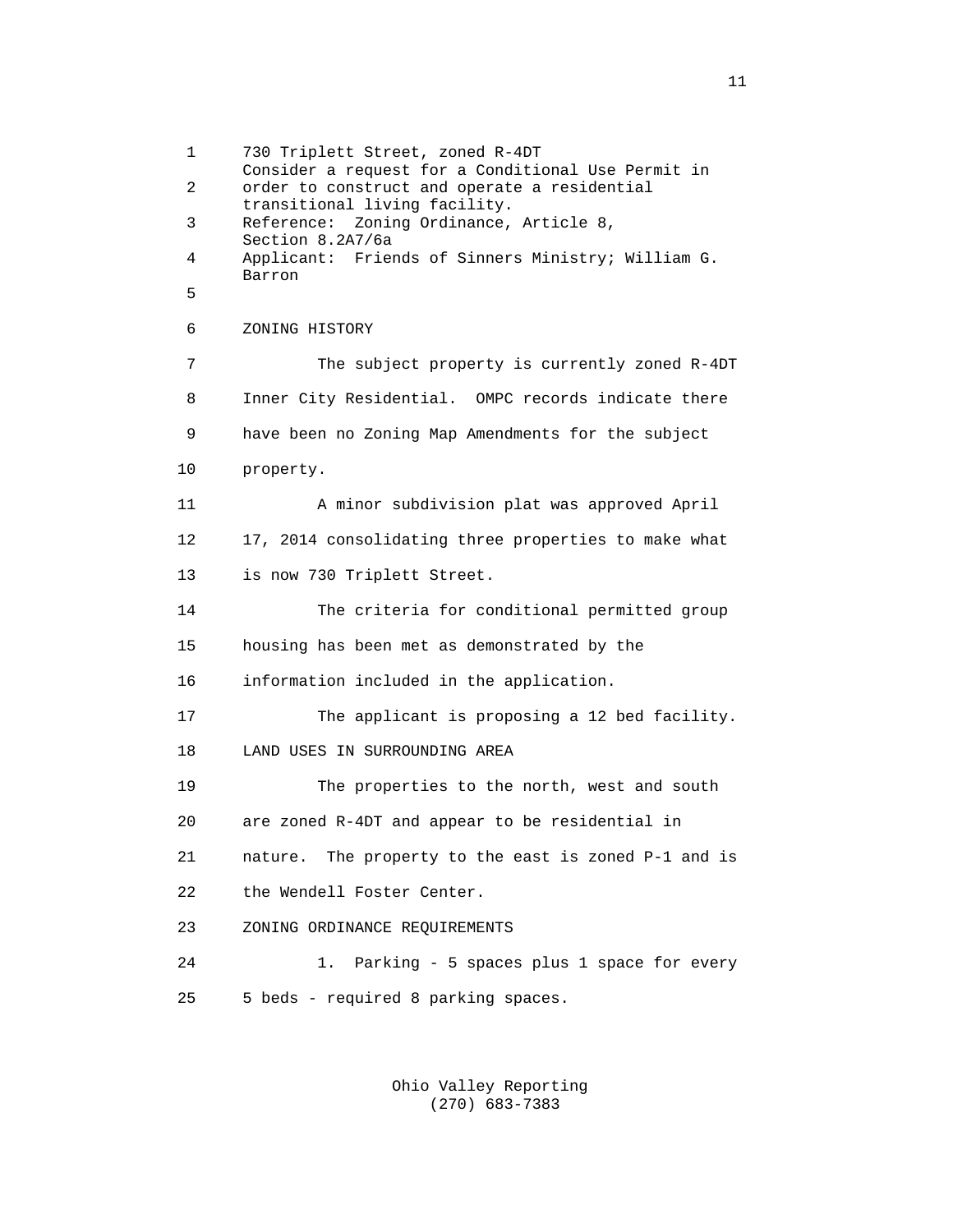730 Triplett Street, zoned R-4DT
Consider a request for a Conditional Use Permit in order to construct and operate a residential transitional living facility.
Reference: Zoning Ordinance, Article 8, Section 8.2A7/6a
Applicant: Friends of Sinners Ministry; William G. Barron

ZONING HISTORY

The subject property is currently zoned R-4DT Inner City Residential. OMPC records indicate there have been no Zoning Map Amendments for the subject property.

A minor subdivision plat was approved April 17, 2014 consolidating three properties to make what is now 730 Triplett Street.

The criteria for conditional permitted group housing has been met as demonstrated by the information included in the application.

The applicant is proposing a 12 bed facility.

LAND USES IN SURROUNDING AREA

The properties to the north, west and south are zoned R-4DT and appear to be residential in nature. The property to the east is zoned P-1 and is the Wendell Foster Center.

ZONING ORDINANCE REQUIREMENTS

1. Parking - 5 spaces plus 1 space for every 5 beds - required 8 parking spaces.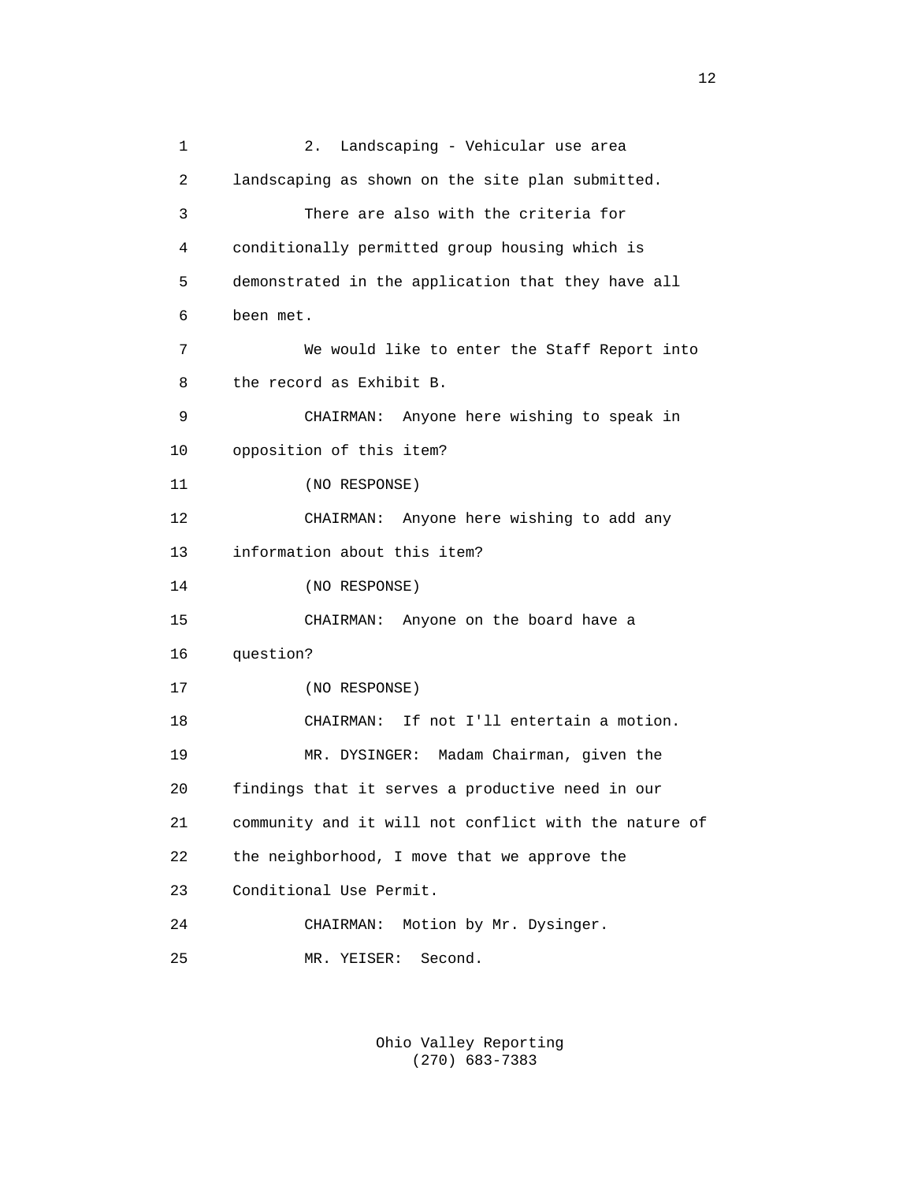2. Landscaping - Vehicular use area landscaping as shown on the site plan submitted.

There are also with the criteria for conditionally permitted group housing which is demonstrated in the application that they have all been met.

We would like to enter the Staff Report into the record as Exhibit B.

CHAIRMAN: Anyone here wishing to speak in opposition of this item?

(NO RESPONSE)

CHAIRMAN: Anyone here wishing to add any information about this item?

(NO RESPONSE)

CHAIRMAN: Anyone on the board have a question?

(NO RESPONSE)

CHAIRMAN: If not I'll entertain a motion.

MR. DYSINGER: Madam Chairman, given the findings that it serves a productive need in our community and it will not conflict with the nature of the neighborhood, I move that we approve the Conditional Use Permit.

CHAIRMAN: Motion by Mr. Dysinger.

MR. YEISER: Second.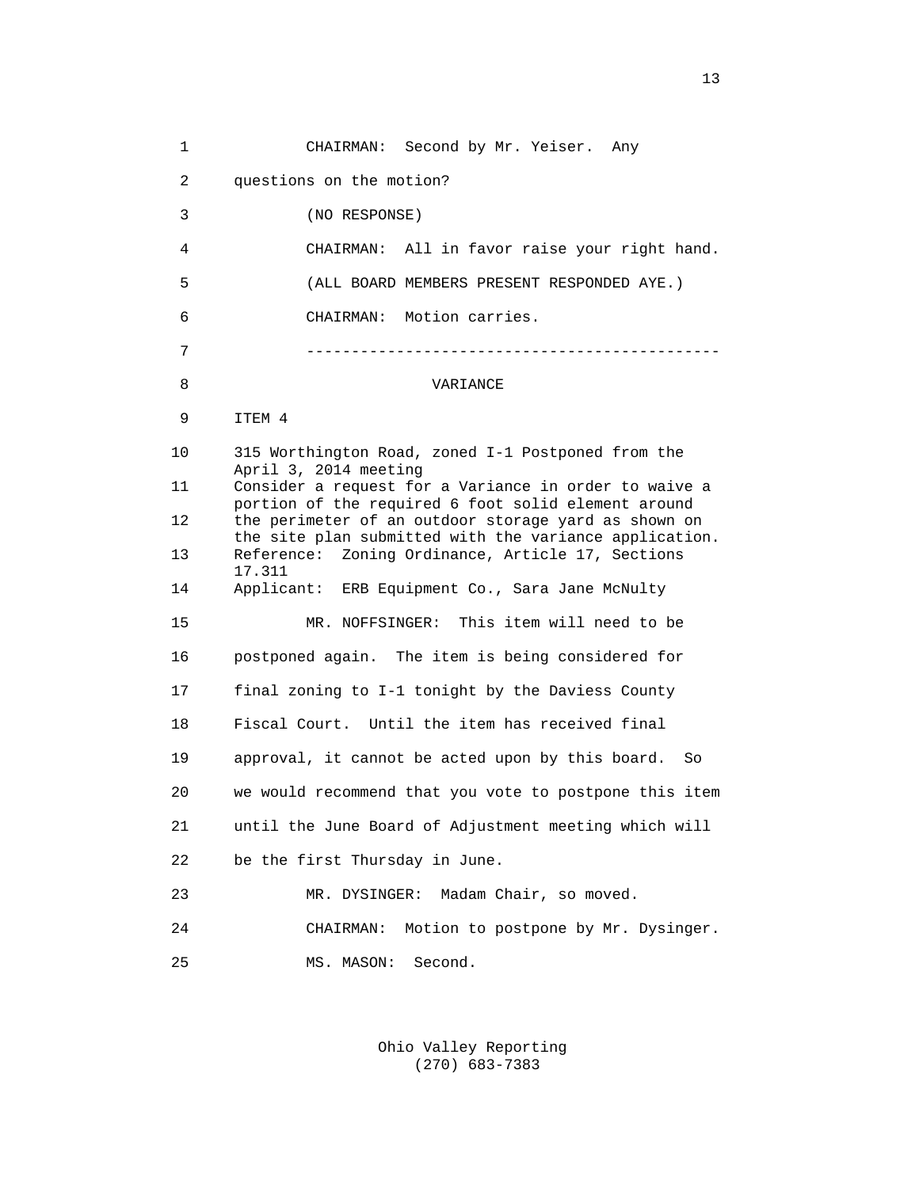CHAIRMAN: Second by Mr. Yeiser. Any questions on the motion?

(NO RESPONSE)

CHAIRMAN: All in favor raise your right hand.

(ALL BOARD MEMBERS PRESENT RESPONDED AYE.)

CHAIRMAN: Motion carries.

---

VARIANCE

ITEM 4

315 Worthington Road, zoned I-1 Postponed from the April 3, 2014 meeting
Consider a request for a Variance in order to waive a portion of the required 6 foot solid element around the perimeter of an outdoor storage yard as shown on the site plan submitted with the variance application.
Reference: Zoning Ordinance, Article 17, Sections 17.311
Applicant: ERB Equipment Co., Sara Jane McNulty

MR. NOFFSINGER: This item will need to be postponed again. The item is being considered for final zoning to I-1 tonight by the Daviess County Fiscal Court. Until the item has received final approval, it cannot be acted upon by this board. So we would recommend that you vote to postpone this item until the June Board of Adjustment meeting which will be the first Thursday in June.

MR. DYSINGER: Madam Chair, so moved.

CHAIRMAN: Motion to postpone by Mr. Dysinger.

MS. MASON: Second.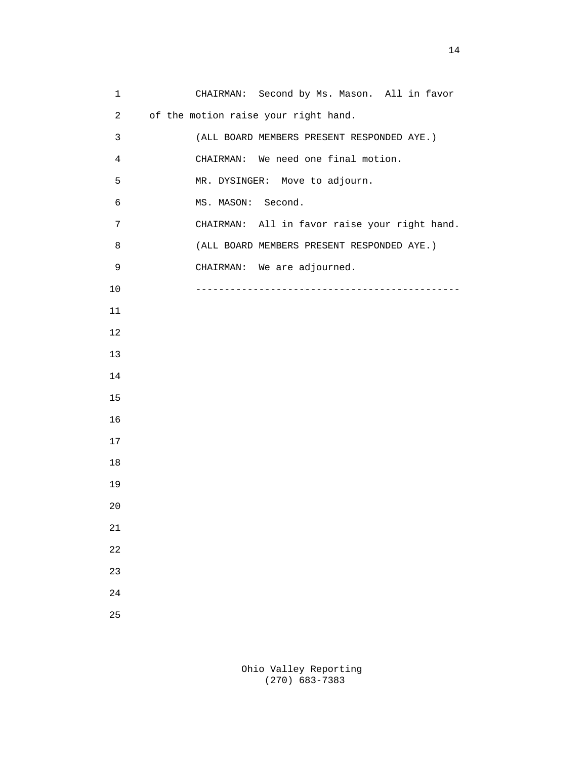CHAIRMAN: Second by Ms. Mason. All in favor of the motion raise your right hand.

(ALL BOARD MEMBERS PRESENT RESPONDED AYE.)

CHAIRMAN: We need one final motion.

MR. DYSINGER: Move to adjourn.

MS. MASON: Second.

CHAIRMAN: All in favor raise your right hand.

(ALL BOARD MEMBERS PRESENT RESPONDED AYE.)

CHAIRMAN: We are adjourned.

---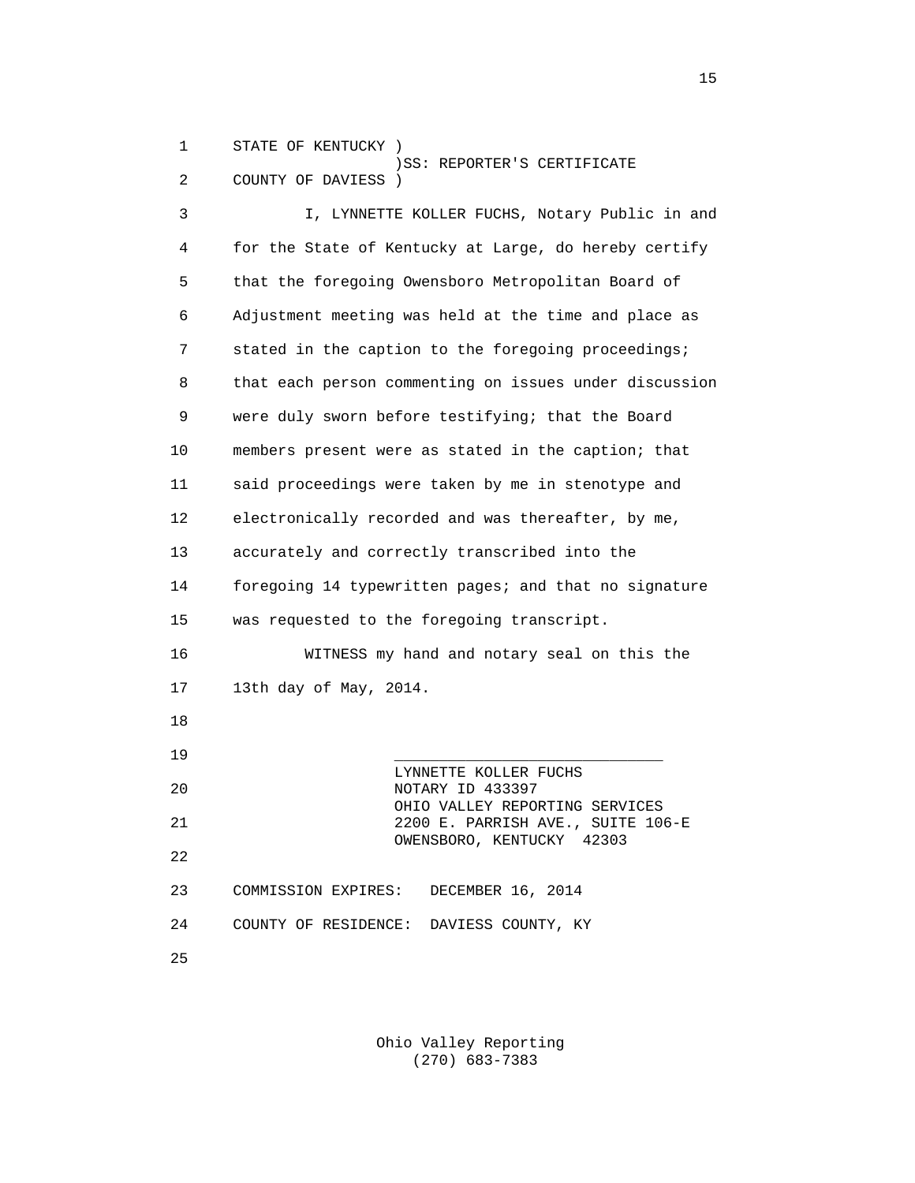STATE OF KENTUCKY )
)SS: REPORTER'S CERTIFICATE
COUNTY OF DAVIESS )

I, LYNNETTE KOLLER FUCHS, Notary Public in and for the State of Kentucky at Large, do hereby certify that the foregoing Owensboro Metropolitan Board of Adjustment meeting was held at the time and place as stated in the caption to the foregoing proceedings; that each person commenting on issues under discussion were duly sworn before testifying; that the Board members present were as stated in the caption; that said proceedings were taken by me in stenotype and electronically recorded and was thereafter, by me, accurately and correctly transcribed into the foregoing 14 typewritten pages; and that no signature was requested to the foregoing transcript.

WITNESS my hand and notary seal on this the 13th day of May, 2014.

\_\_\_\_\_\_\_\_\_\_\_\_\_\_\_\_\_\_\_\_\_\_\_\_\_\_\_\_\_\_

LYNNETTE KOLLER FUCHS
NOTARY ID 433397
OHIO VALLEY REPORTING SERVICES
2200 E. PARRISH AVE., SUITE 106-E
OWENSBORO, KENTUCKY 42303

COMMISSION EXPIRES: DECEMBER 16, 2014

COUNTY OF RESIDENCE: DAVIESS COUNTY, KY